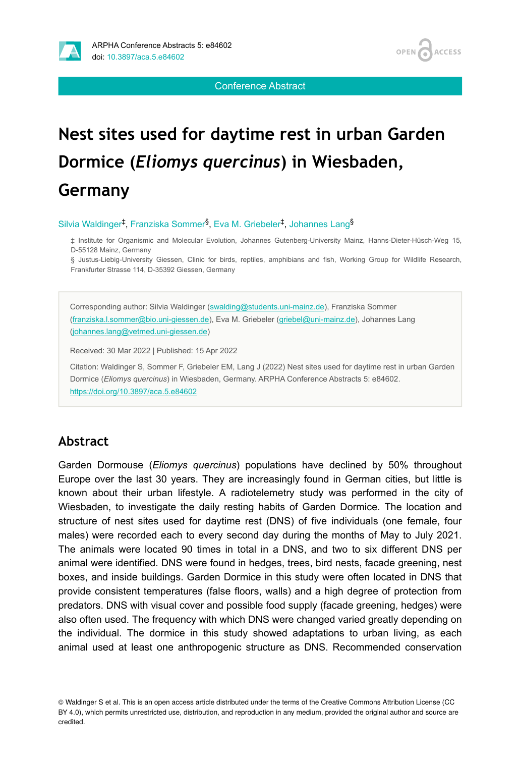Conference Abstract

# Nest sites used for daytime rest in urban Garden Dormice (*Eliomys quercinus*) in Wiesbaden, Germany

Silvia Waldinger[‡], Franziska Sommer[§], Eva M. Griebeler[‡], Johannes Lang[§]

‡ Institute for Organismic and Molecular Evolution, Johannes Gutenberg-University Mainz, Hanns-Dieter-Hüsch-Weg 15, D-55128 Mainz, Germany

§ Justus-Liebig-University Giessen, Clinic for birds, reptiles, amphibians and fish, Working Group for Wildlife Research, Frankfurter Strasse 114, D-35392 Giessen, Germany

Corresponding author: Silvia Waldinger (swalding@students.uni-mainz.de), Franziska Sommer (franziska.l.sommer@bio.uni-giessen.de), Eva M. Griebeler (griebel@uni-mainz.de), Johannes Lang (johannes.lang@vetmed.uni-giessen.de)

Received: 30 Mar 2022 | Published: 15 Apr 2022

Citation: Waldinger S, Sommer F, Griebeler EM, Lang J (2022) Nest sites used for daytime rest in urban Garden Dormice (*Eliomys quercinus*) in Wiesbaden, Germany. ARPHA Conference Abstracts 5: e84602. https://doi.org/10.3897/aca.5.e84602

## Abstract

Garden Dormouse (*Eliomys quercinus*) populations have declined by 50% throughout Europe over the last 30 years. They are increasingly found in German cities, but little is known about their urban lifestyle. A radiotelemetry study was performed in the city of Wiesbaden, to investigate the daily resting habits of Garden Dormice. The location and structure of nest sites used for daytime rest (DNS) of five individuals (one female, four males) were recorded each to every second day during the months of May to July 2021. The animals were located 90 times in total in a DNS, and two to six different DNS per animal were identified. DNS were found in hedges, trees, bird nests, facade greening, nest boxes, and inside buildings. Garden Dormice in this study were often located in DNS that provide consistent temperatures (false floors, walls) and a high degree of protection from predators. DNS with visual cover and possible food supply (facade greening, hedges) were also often used. The frequency with which DNS were changed varied greatly depending on the individual. The dormice in this study showed adaptations to urban living, as each animal used at least one anthropogenic structure as DNS. Recommended conservation

© Waldinger S et al. This is an open access article distributed under the terms of the Creative Commons Attribution License (CC BY 4.0), which permits unrestricted use, distribution, and reproduction in any medium, provided the original author and source are credited.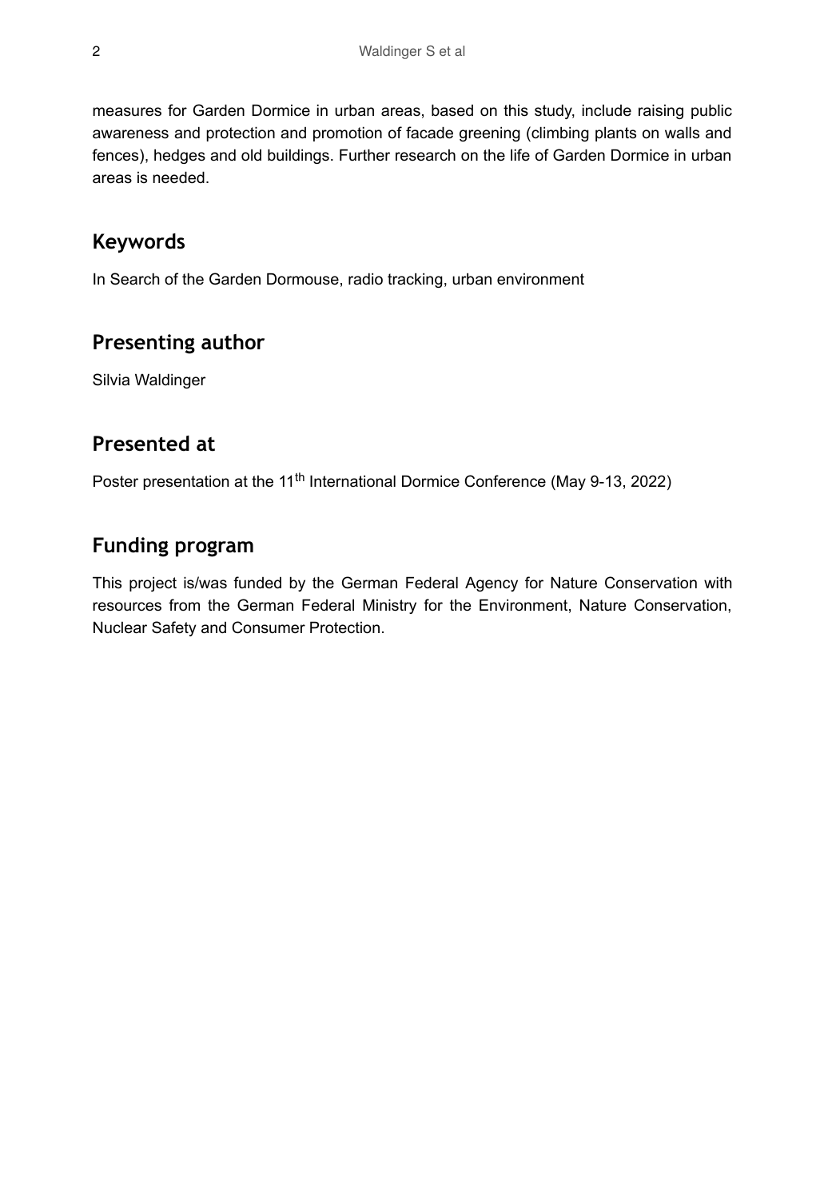measures for Garden Dormice in urban areas, based on this study, include raising public awareness and protection and promotion of facade greening (climbing plants on walls and fences), hedges and old buildings. Further research on the life of Garden Dormice in urban areas is needed.

## Keywords

In Search of the Garden Dormouse, radio tracking, urban environment

## Presenting author

Silvia Waldinger

## Presented at

Poster presentation at the 11th International Dormice Conference (May 9-13, 2022)

## Funding program

This project is/was funded by the German Federal Agency for Nature Conservation with resources from the German Federal Ministry for the Environment, Nature Conservation, Nuclear Safety and Consumer Protection.